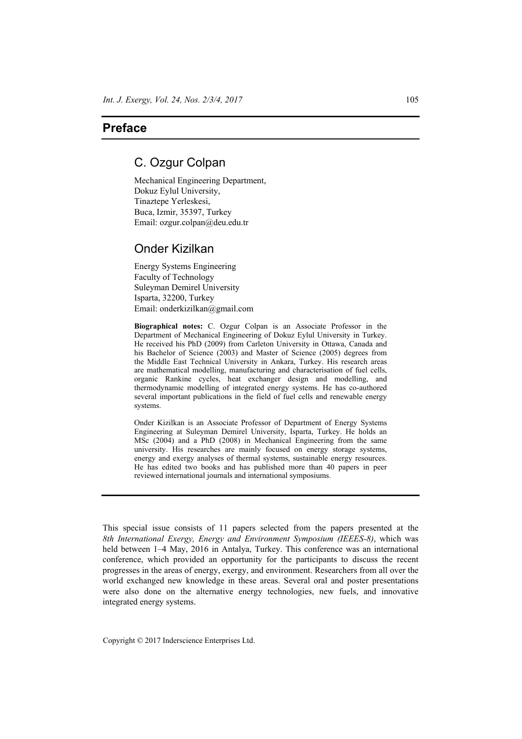# Preface

## C. Ozgur Colpan

Mechanical Engineering Department,
Dokuz Eylul University,
Tinaztepe Yerleskesi,
Buca, Izmir, 35397, Turkey
Email: ozgur.colpan@deu.edu.tr

## Onder Kizilkan

Energy Systems Engineering
Faculty of Technology
Suleyman Demirel University
Isparta, 32200, Turkey
Email: onderkizilkan@gmail.com

**Biographical notes:** C. Ozgur Colpan is an Associate Professor in the Department of Mechanical Engineering of Dokuz Eylul University in Turkey. He received his PhD (2009) from Carleton University in Ottawa, Canada and his Bachelor of Science (2003) and Master of Science (2005) degrees from the Middle East Technical University in Ankara, Turkey. His research areas are mathematical modelling, manufacturing and characterisation of fuel cells, organic Rankine cycles, heat exchanger design and modelling, and thermodynamic modelling of integrated energy systems. He has co-authored several important publications in the field of fuel cells and renewable energy systems.

Onder Kizilkan is an Associate Professor of Department of Energy Systems Engineering at Suleyman Demirel University, Isparta, Turkey. He holds an MSc (2004) and a PhD (2008) in Mechanical Engineering from the same university. His researches are mainly focused on energy storage systems, energy and exergy analyses of thermal systems, sustainable energy resources. He has edited two books and has published more than 40 papers in peer reviewed international journals and international symposiums.

This special issue consists of 11 papers selected from the papers presented at the *8th International Exergy, Energy and Environment Symposium (IEEES-8)*, which was held between 1–4 May, 2016 in Antalya, Turkey. This conference was an international conference, which provided an opportunity for the participants to discuss the recent progresses in the areas of energy, exergy, and environment. Researchers from all over the world exchanged new knowledge in these areas. Several oral and poster presentations were also done on the alternative energy technologies, new fuels, and innovative integrated energy systems.

Copyright © 2017 Inderscience Enterprises Ltd.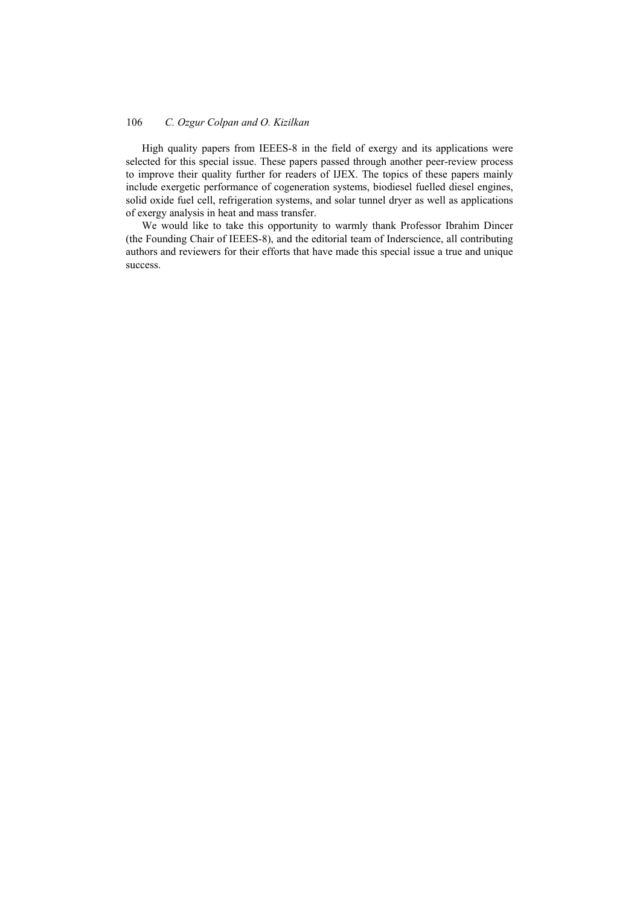High quality papers from IEEES-8 in the field of exergy and its applications were selected for this special issue. These papers passed through another peer-review process to improve their quality further for readers of IJEX. The topics of these papers mainly include exergetic performance of cogeneration systems, biodiesel fuelled diesel engines, solid oxide fuel cell, refrigeration systems, and solar tunnel dryer as well as applications of exergy analysis in heat and mass transfer.

We would like to take this opportunity to warmly thank Professor Ibrahim Dincer (the Founding Chair of IEEES-8), and the editorial team of Inderscience, all contributing authors and reviewers for their efforts that have made this special issue a true and unique success.